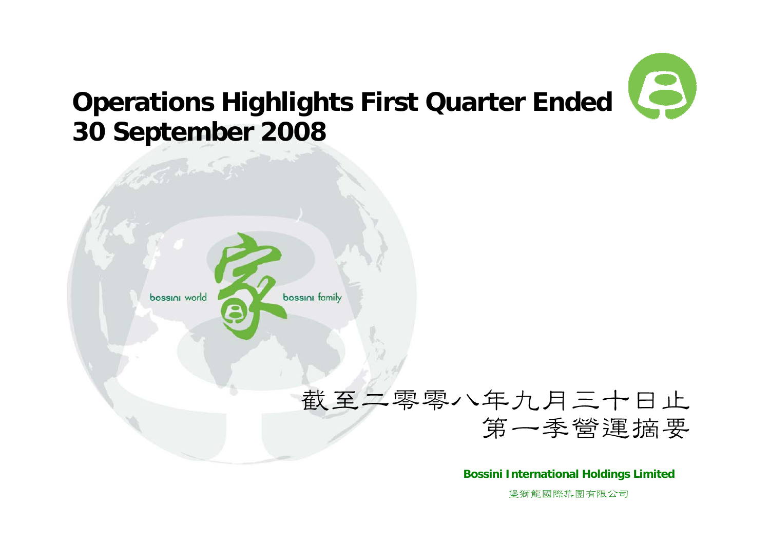# Operations Highlights First Quarter Ended 30 September 2008

bossini world 家 bossini family

截至二零零八年九月三十日止
第一季營運摘要

**Bossini International Holdings Limited**

堡獅龍國際集團有限公司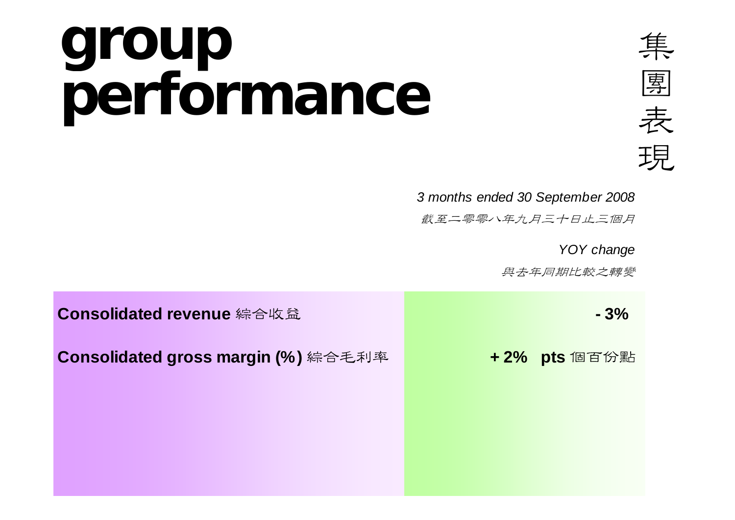# group performance

# 集團表現

*3 months ended 30 September 2008*

*截至二零零八年九月三十日止三個月*

*YOY change*

*與去年同期比較之轉變*

| | |
|---|---|
| **Consolidated revenue** 綜合收益 | **- 3%** |
| **Consolidated gross margin (%)** 綜合毛利率 | **+ 2% pts** 個百份點 |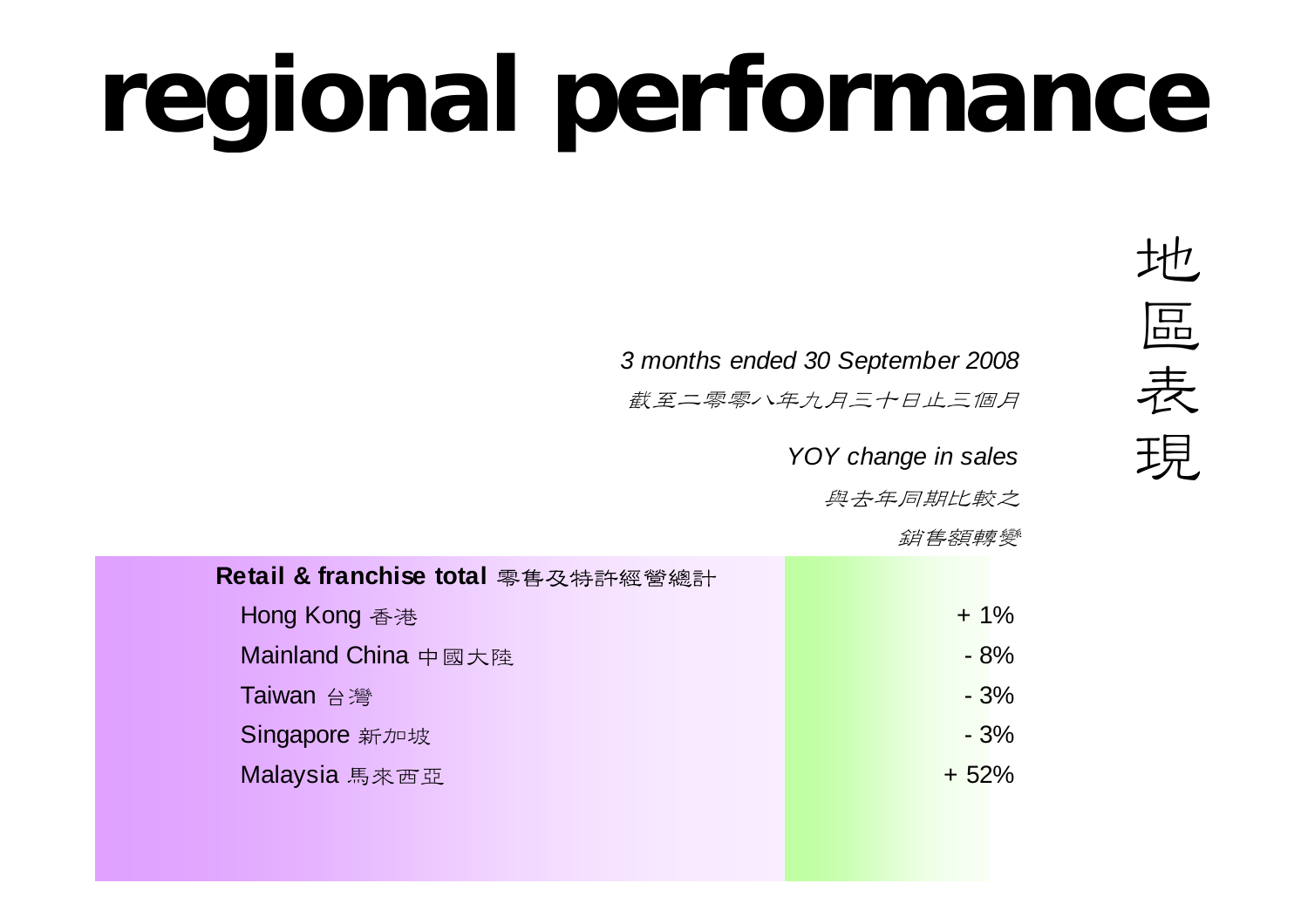# regional performance

地區表現

| | *3 months ended 30 September 2008* *截至二零零八年九月三十日止三個月* *YOY change in sales* *與去年同期比較之銷售額轉變* |
|---|---|
| **Retail & franchise total** 零售及特許經營總計 | |
| Hong Kong 香港 | + 1% |
| Mainland China 中國大陸 | - 8% |
| Taiwan 台灣 | - 3% |
| Singapore 新加坡 | - 3% |
| Malaysia 馬來西亞 | + 52% |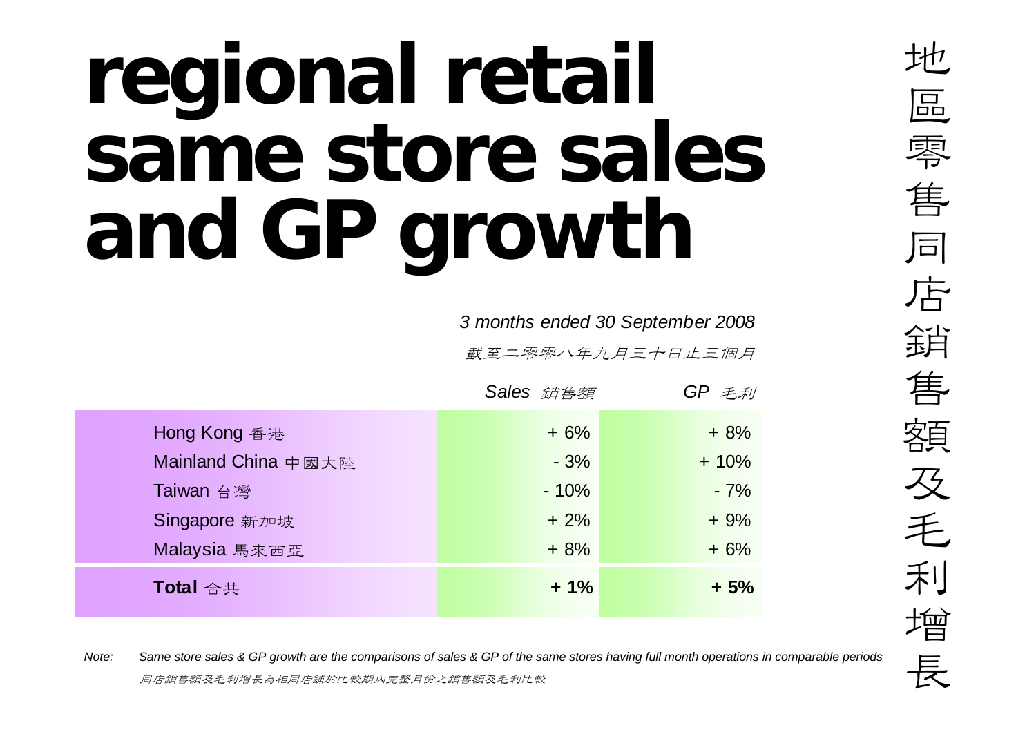# regional retail same store sales and GP growth

地區零售同店銷售額及毛利增長

*3 months ended 30 September 2008*

*截至二零零八年九月三十日止三個月*

| | *Sales 銷售額* | *GP 毛利* |
|---|---|---|
| Hong Kong 香港 | + 6% | + 8% |
| Mainland China 中國大陸 | - 3% | + 10% |
| Taiwan 台灣 | - 10% | - 7% |
| Singapore 新加坡 | + 2% | + 9% |
| Malaysia 馬來西亞 | + 8% | + 6% |
| **Total** 合共 | **+ 1%** | **+ 5%** |

*Note:* *Same store sales & GP growth are the comparisons of sales & GP of the same stores having full month operations in comparable periods*

*同店銷售額及毛利增長為相同店鋪於比較期內完整月份之銷售額及毛利比較*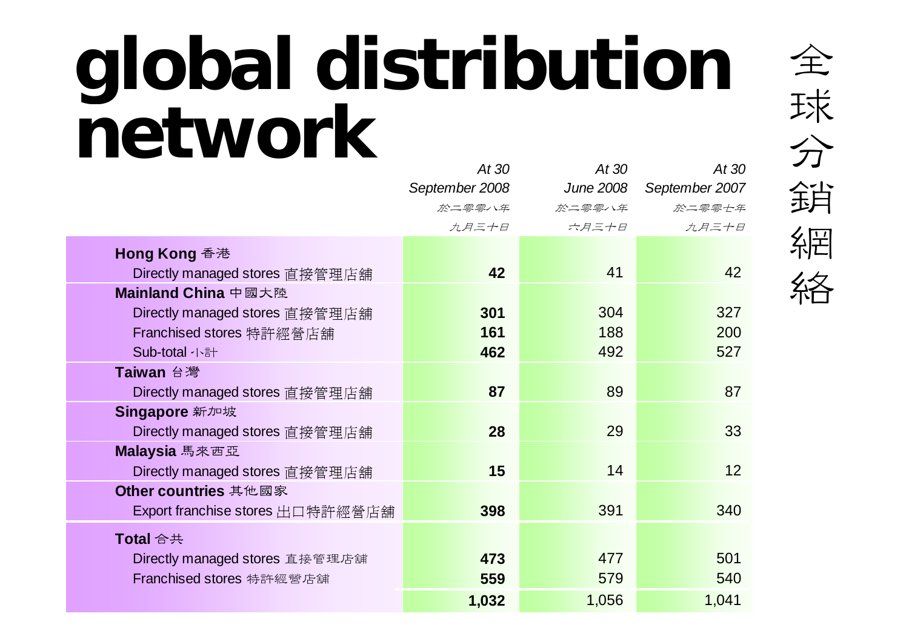# global distribution network

全球分銷網絡

| | At 30 September 2008 於二零零八年九月三十日 | At 30 June 2008 於二零零八年六月三十日 | At 30 September 2007 於二零零七年九月三十日 |
|---|---|---|---|
| **Hong Kong 香港** | | | |
| Directly managed stores 直接管理店舖 | **42** | 41 | 42 |
| **Mainland China 中國大陸** | | | |
| Directly managed stores 直接管理店舖 | **301** | 304 | 327 |
| Franchised stores 特許經營店舖 | **161** | 188 | 200 |
| Sub-total 小計 | **462** | 492 | 527 |
| **Taiwan 台灣** | | | |
| Directly managed stores 直接管理店舖 | **87** | 89 | 87 |
| **Singapore 新加坡** | | | |
| Directly managed stores 直接管理店舖 | **28** | 29 | 33 |
| **Malaysia 馬來西亞** | | | |
| Directly managed stores 直接管理店舖 | **15** | 14 | 12 |
| **Other countries 其他國家** | | | |
| Export franchise stores 出口特許經營店舖 | **398** | 391 | 340 |
| **Total 合共** | | | |
| Directly managed stores 直接管理店舖 | **473** | 477 | 501 |
| Franchised stores 特許經營店舖 | **559** | 579 | 540 |
| | **1,032** | 1,056 | 1,041 |